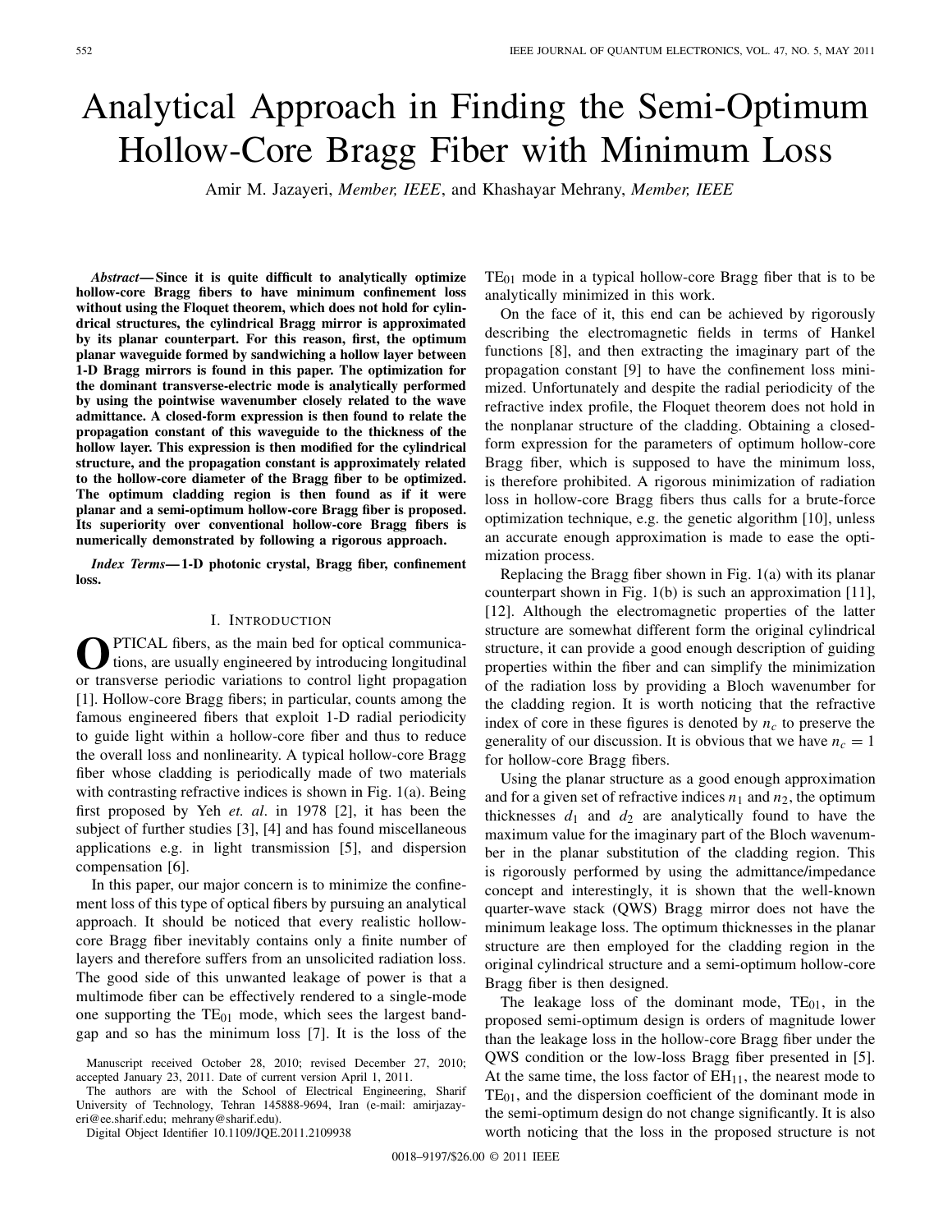# Analytical Approach in Finding the Semi-Optimum Hollow-Core Bragg Fiber with Minimum Loss

Amir M. Jazayeri, *Member, IEEE*, and Khashayar Mehrany, *Member, IEEE*

***Abstract*—Since it is quite difficult to analytically optimize hollow-core Bragg fibers to have minimum confinement loss without using the Floquet theorem, which does not hold for cylindrical structures, the cylindrical Bragg mirror is approximated by its planar counterpart. For this reason, first, the optimum planar waveguide formed by sandwiching a hollow layer between 1-D Bragg mirrors is found in this paper. The optimization for the dominant transverse-electric mode is analytically performed by using the pointwise wavenumber closely related to the wave admittance. A closed-form expression is then found to relate the propagation constant of this waveguide to the thickness of the hollow layer. This expression is then modified for the cylindrical structure, and the propagation constant is approximately related to the hollow-core diameter of the Bragg fiber to be optimized. The optimum cladding region is then found as if it were planar and a semi-optimum hollow-core Bragg fiber is proposed. Its superiority over conventional hollow-core Bragg fibers is numerically demonstrated by following a rigorous approach.**

***Index Terms*—1-D photonic crystal, Bragg fiber, confinement loss.**

## I. Introduction

Optical fibers, as the main bed for optical communications, are usually engineered by introducing longitudinal or transverse periodic variations to control light propagation [1]. Hollow-core Bragg fibers; in particular, counts among the famous engineered fibers that exploit 1-D radial periodicity to guide light within a hollow-core fiber and thus to reduce the overall loss and nonlinearity. A typical hollow-core Bragg fiber whose cladding is periodically made of two materials with contrasting refractive indices is shown in Fig. 1(a). Being first proposed by Yeh *et. al*. in 1978 [2], it has been the subject of further studies [3], [4] and has found miscellaneous applications e.g. in light transmission [5], and dispersion compensation [6].

In this paper, our major concern is to minimize the confinement loss of this type of optical fibers by pursuing an analytical approach. It should be noticed that every realistic hollow-core Bragg fiber inevitably contains only a finite number of layers and therefore suffers from an unsolicited radiation loss. The good side of this unwanted leakage of power is that a multimode fiber can be effectively rendered to a single-mode one supporting the $TE_{01}$ mode, which sees the largest bandgap and so has the minimum loss [7]. It is the loss of the $TE_{01}$ mode in a typical hollow-core Bragg fiber that is to be analytically minimized in this work.

On the face of it, this end can be achieved by rigorously describing the electromagnetic fields in terms of Hankel functions [8], and then extracting the imaginary part of the propagation constant [9] to have the confinement loss minimized. Unfortunately and despite the radial periodicity of the refractive index profile, the Floquet theorem does not hold in the nonplanar structure of the cladding. Obtaining a closed-form expression for the parameters of optimum hollow-core Bragg fiber, which is supposed to have the minimum loss, is therefore prohibited. A rigorous minimization of radiation loss in hollow-core Bragg fibers thus calls for a brute-force optimization technique, e.g. the genetic algorithm [10], unless an accurate enough approximation is made to ease the optimization process.

Replacing the Bragg fiber shown in Fig. 1(a) with its planar counterpart shown in Fig. 1(b) is such an approximation [11], [12]. Although the electromagnetic properties of the latter structure are somewhat different form the original cylindrical structure, it can provide a good enough description of guiding properties within the fiber and can simplify the minimization of the radiation loss by providing a Bloch wavenumber for the cladding region. It is worth noticing that the refractive index of core in these figures is denoted by $n_c$ to preserve the generality of our discussion. It is obvious that we have $n_c = 1$ for hollow-core Bragg fibers.

Using the planar structure as a good enough approximation and for a given set of refractive indices $n_1$ and $n_2$, the optimum thicknesses $d_1$ and $d_2$ are analytically found to have the maximum value for the imaginary part of the Bloch wavenumber in the planar substitution of the cladding region. This is rigorously performed by using the admittance/impedance concept and interestingly, it is shown that the well-known quarter-wave stack (QWS) Bragg mirror does not have the minimum leakage loss. The optimum thicknesses in the planar structure are then employed for the cladding region in the original cylindrical structure and a semi-optimum hollow-core Bragg fiber is then designed.

The leakage loss of the dominant mode, $TE_{01}$, in the proposed semi-optimum design is orders of magnitude lower than the leakage loss in the hollow-core Bragg fiber under the QWS condition or the low-loss Bragg fiber presented in [5]. At the same time, the loss factor of $EH_{11}$, the nearest mode to $TE_{01}$, and the dispersion coefficient of the dominant mode in the semi-optimum design do not change significantly. It is also worth noticing that the loss in the proposed structure is not

Manuscript received October 28, 2010; revised December 27, 2010; accepted January 23, 2011. Date of current version April 1, 2011.

The authors are with the School of Electrical Engineering, Sharif University of Technology, Tehran 145888-9694, Iran (e-mail: amirjazayeri@ee.sharif.edu; mehrany@sharif.edu).

Digital Object Identifier 10.1109/JQE.2011.2109938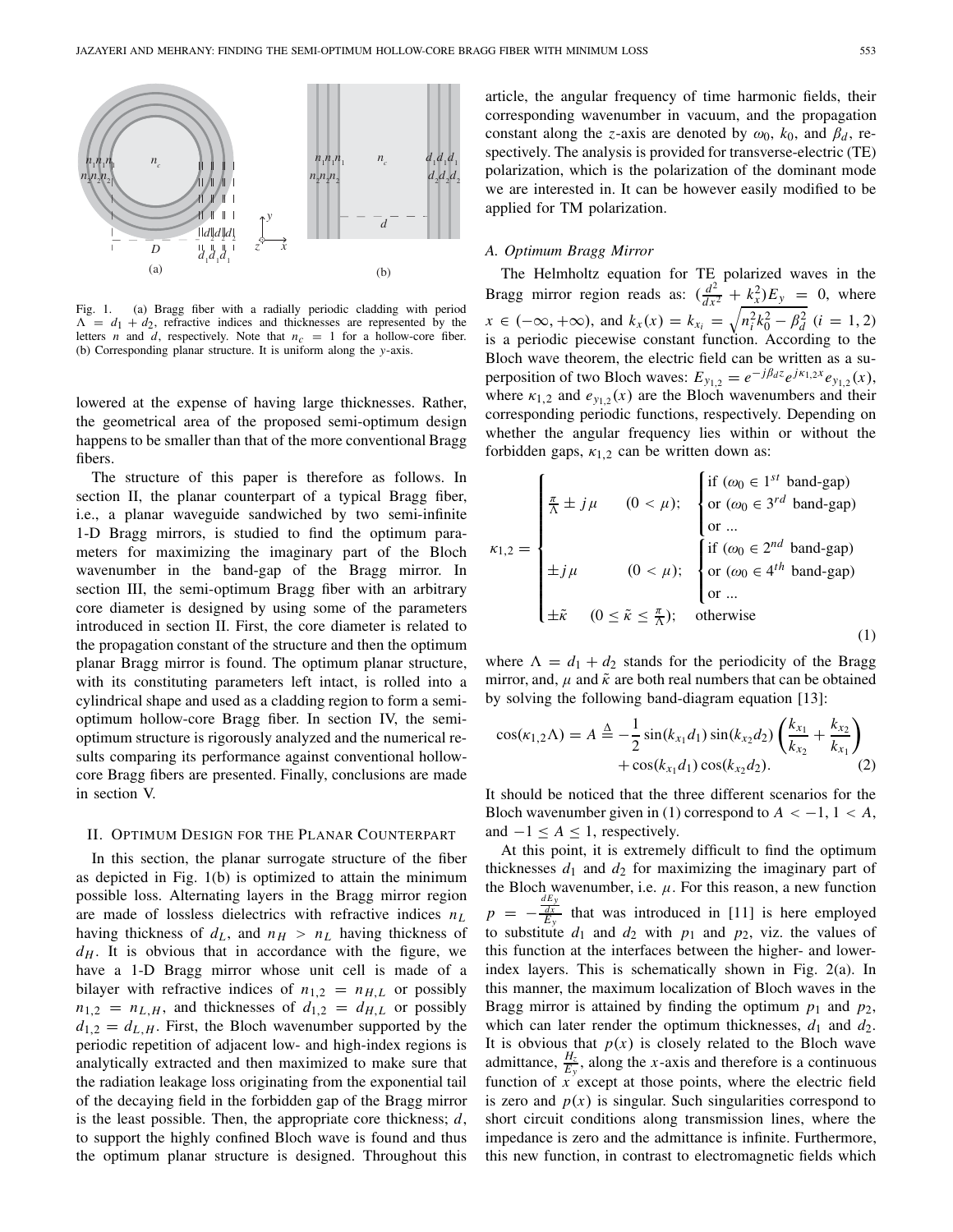Fig. 1. (a) Bragg fiber with a radially periodic cladding with period $\Lambda = d_1 + d_2$, refractive indices and thicknesses are represented by the letters $n$ and $d$, respectively. Note that $n_c = 1$ for a hollow-core fiber. (b) Corresponding planar structure. It is uniform along the $y$-axis.

lowered at the expense of having large thicknesses. Rather, the geometrical area of the proposed semi-optimum design happens to be smaller than that of the more conventional Bragg fibers.

The structure of this paper is therefore as follows. In section II, the planar counterpart of a typical Bragg fiber, i.e., a planar waveguide sandwiched by two semi-infinite 1-D Bragg mirrors, is studied to find the optimum parameters for maximizing the imaginary part of the Bloch wavenumber in the band-gap of the Bragg mirror. In section III, the semi-optimum Bragg fiber with an arbitrary core diameter is designed by using some of the parameters introduced in section II. First, the core diameter is related to the propagation constant of the structure and then the optimum planar Bragg mirror is found. The optimum planar structure, with its constituting parameters left intact, is rolled into a cylindrical shape and used as a cladding region to form a semi-optimum hollow-core Bragg fiber. In section IV, the semi-optimum structure is rigorously analyzed and the numerical results comparing its performance against conventional hollow-core Bragg fibers are presented. Finally, conclusions are made in section V.

## II. Optimum Design for the Planar Counterpart

In this section, the planar surrogate structure of the fiber as depicted in Fig. 1(b) is optimized to attain the minimum possible loss. Alternating layers in the Bragg mirror region are made of lossless dielectrics with refractive indices $n_L$ having thickness of $d_L$, and $n_H > n_L$ having thickness of $d_H$. It is obvious that in accordance with the figure, we have a 1-D Bragg mirror whose unit cell is made of a bilayer with refractive indices of $n_{1,2} = n_{H,L}$ or possibly $n_{1,2} = n_{L,H}$, and thicknesses of $d_{1,2} = d_{H,L}$ or possibly $d_{1,2} = d_{L,H}$. First, the Bloch wavenumber supported by the periodic repetition of adjacent low- and high-index regions is analytically extracted and then maximized to make sure that the radiation leakage loss originating from the exponential tail of the decaying field in the forbidden gap of the Bragg mirror is the least possible. Then, the appropriate core thickness; $d$, to support the highly confined Bloch wave is found and thus the optimum planar structure is designed. Throughout this article, the angular frequency of time harmonic fields, their corresponding wavenumber in vacuum, and the propagation constant along the $z$-axis are denoted by $\omega_0$, $k_0$, and $\beta_d$, respectively. The analysis is provided for transverse-electric (TE) polarization, which is the polarization of the dominant mode we are interested in. It can be however easily modified to be applied for TM polarization.

### A. Optimum Bragg Mirror

The Helmholtz equation for TE polarized waves in the Bragg mirror region reads as: $(\frac{d^2}{dx^2} + k_x^2)E_y = 0$, where $x \in (-\infty, +\infty)$, and $k_x(x) = k_{x_i} = \sqrt{n_i^2 k_0^2 - \beta_d^2}$ $(i = 1, 2)$ is a periodic piecewise constant function. According to the Bloch wave theorem, the electric field can be written as a superposition of two Bloch waves: $E_{y_{1,2}} = e^{-j\beta_d z} e^{j\kappa_{1,2} x} e_{y_{1,2}}(x)$, where $\kappa_{1,2}$ and $e_{y_{1,2}}(x)$ are the Bloch wavenumbers and their corresponding periodic functions, respectively. Depending on whether the angular frequency lies within or without the forbidden gaps, $\kappa_{1,2}$ can be written down as:

$$
\kappa_{1,2} = \begin{cases} \frac{\pi}{\Lambda} \pm j\mu \quad (0 < \mu); & \begin{cases} \text{if } (\omega_0 \in 1^{st} \text{ band-gap}) \\ \text{or } (\omega_0 \in 3^{rd} \text{ band-gap}) \\ \text{or ...} \end{cases} \\ \pm j\mu \quad (0 < \mu); & \begin{cases} \text{if } (\omega_0 \in 2^{nd} \text{ band-gap}) \\ \text{or } (\omega_0 \in 4^{th} \text{ band-gap}) \\ \text{or ...} \end{cases} \\ \pm\tilde{\kappa} \quad (0 \le \tilde{\kappa} \le \frac{\pi}{\Lambda}); & \text{otherwise} \end{cases} \tag{1}
$$

where $\Lambda = d_1 + d_2$ stands for the periodicity of the Bragg mirror, and, $\mu$ and $\tilde{\kappa}$ are both real numbers that can be obtained by solving the following band-diagram equation [13]:

$$
\cos(\kappa_{1,2}\Lambda) = A \triangleq -\frac{1}{2}\sin(k_{x_1}d_1)\sin(k_{x_2}d_2)\left(\frac{k_{x_1}}{k_{x_2}} + \frac{k_{x_2}}{k_{x_1}}\right) + \cos(k_{x_1}d_1)\cos(k_{x_2}d_2). \tag{2}
$$

It should be noticed that the three different scenarios for the Bloch wavenumber given in (1) correspond to $A < -1$, $1 < A$, and $-1 \le A \le 1$, respectively.

At this point, it is extremely difficult to find the optimum thicknesses $d_1$ and $d_2$ for maximizing the imaginary part of the Bloch wavenumber, i.e. $\mu$. For this reason, a new function $p = -\frac{\frac{dE_y}{dx}}{E_y}$ that was introduced in [11] is here employed to substitute $d_1$ and $d_2$ with $p_1$ and $p_2$, viz. the values of this function at the interfaces between the higher- and lower-index layers. This is schematically shown in Fig. 2(a). In this manner, the maximum localization of Bloch waves in the Bragg mirror is attained by finding the optimum $p_1$ and $p_2$, which can later render the optimum thicknesses, $d_1$ and $d_2$. It is obvious that $p(x)$ is closely related to the Bloch wave admittance, $\frac{H_z}{E_y}$, along the $x$-axis and therefore is a continuous function of $x$ except at those points, where the electric field is zero and $p(x)$ is singular. Such singularities correspond to short circuit conditions along transmission lines, where the impedance is zero and the admittance is infinite. Furthermore, this new function, in contrast to electromagnetic fields which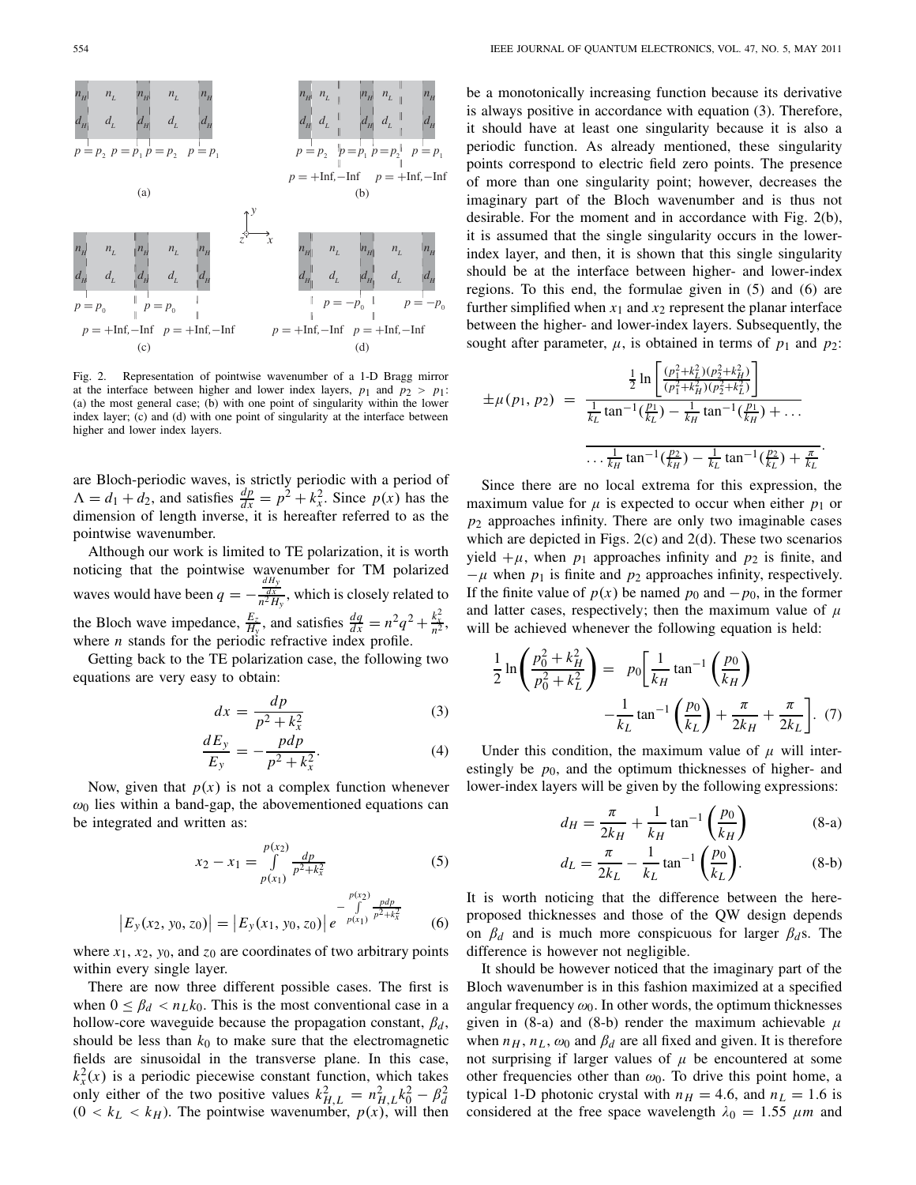Fig. 2. Representation of pointwise wavenumber of a 1-D Bragg mirror at the interface between higher and lower index layers, $p_1$ and $p_2 > p_1$: (a) the most general case; (b) with one point of singularity within the lower index layer; (c) and (d) with one point of singularity at the interface between higher and lower index layers.

are Bloch-periodic waves, is strictly periodic with a period of $\Lambda = d_1 + d_2$, and satisfies $\frac{dp}{dx} = p^2 + k_x^2$. Since $p(x)$ has the dimension of length inverse, it is hereafter referred to as the pointwise wavenumber.

Although our work is limited to TE polarization, it is worth noticing that the pointwise wavenumber for TM polarized waves would have been $q = -\frac{\frac{dH_y}{dx}}{n^2 H_y}$, which is closely related to the Bloch wave impedance, $\frac{E_z}{H_y}$, and satisfies $\frac{dq}{dx} = n^2 q^2 + \frac{k_x^2}{n^2}$, where $n$ stands for the periodic refractive index profile.

Getting back to the TE polarization case, the following two equations are very easy to obtain:

$$dx = \frac{dp}{p^2 + k_x^2} \tag{3}$$

$$\frac{dE_y}{E_y} = -\frac{p\,dp}{p^2 + k_x^2}. \tag{4}$$

Now, given that $p(x)$ is not a complex function whenever $\omega_0$ lies within a band-gap, the abovementioned equations can be integrated and written as:

$$x_2 - x_1 = \int_{p(x_1)}^{p(x_2)} \frac{dp}{p^2 + k_x^2} \tag{5}$$

$$|E_y(x_2, y_0, z_0)| = |E_y(x_1, y_0, z_0)|\, e^{-\int_{p(x_1)}^{p(x_2)} \frac{p\,dp}{p^2 + k_x^2}} \tag{6}$$

where $x_1$, $x_2$, $y_0$, and $z_0$ are coordinates of two arbitrary points within every single layer.

There are now three different possible cases. The first is when $0 \le \beta_d < n_L k_0$. This is the most conventional case in a hollow-core waveguide because the propagation constant, $\beta_d$, should be less than $k_0$ to make sure that the electromagnetic fields are sinusoidal in the transverse plane. In this case, $k_x^2(x)$ is a periodic piecewise constant function, which takes only either of the two positive values $k_{H,L}^2 = n_{H,L}^2 k_0^2 - \beta_d^2$ $(0 < k_L < k_H)$. The pointwise wavenumber, $p(x)$, will then be a monotonically increasing function because its derivative is always positive in accordance with equation (3). Therefore, it should have at least one singularity because it is also a periodic function. As already mentioned, these singularity points correspond to electric field zero points. The presence of more than one singularity point; however, decreases the imaginary part of the Bloch wavenumber and is thus not desirable. For the moment and in accordance with Fig. 2(b), it is assumed that the single singularity occurs in the lower-index layer, and then, it is shown that this single singularity should be at the interface between higher- and lower-index regions. To this end, the formulae given in (5) and (6) are further simplified when $x_1$ and $x_2$ represent the planar interface between the higher- and lower-index layers. Subsequently, the sought after parameter, $\mu$, is obtained in terms of $p_1$ and $p_2$:

$$\pm\mu(p_1, p_2) = \frac{\frac{1}{2}\ln\left[\frac{(p_1^2 + k_L^2)(p_2^2 + k_H^2)}{(p_1^2 + k_H^2)(p_2^2 + k_L^2)}\right]}{\frac{1}{k_L}\tan^{-1}(\frac{p_1}{k_L}) - \frac{1}{k_H}\tan^{-1}(\frac{p_1}{k_H}) + \frac{1}{k_H}\tan^{-1}(\frac{p_2}{k_H}) - \frac{1}{k_L}\tan^{-1}(\frac{p_2}{k_L}) + \frac{\pi}{k_L}}.$$

Since there are no local extrema for this expression, the maximum value for $\mu$ is expected to occur when either $p_1$ or $p_2$ approaches infinity. There are only two imaginable cases which are depicted in Figs. 2(c) and 2(d). These two scenarios yield $+\mu$, when $p_1$ approaches infinity and $p_2$ is finite, and $-\mu$ when $p_1$ is finite and $p_2$ approaches infinity, respectively. If the finite value of $p(x)$ be named $p_0$ and $-p_0$, in the former and latter cases, respectively; then the maximum value of $\mu$ will be achieved whenever the following equation is held:

$$\frac{1}{2}\ln\left(\frac{p_0^2 + k_H^2}{p_0^2 + k_L^2}\right) = p_0\left[\frac{1}{k_H}\tan^{-1}\left(\frac{p_0}{k_H}\right) - \frac{1}{k_L}\tan^{-1}\left(\frac{p_0}{k_L}\right) + \frac{\pi}{2k_H} + \frac{\pi}{2k_L}\right]. \tag{7}$$

Under this condition, the maximum value of $\mu$ will interestingly be $p_0$, and the optimum thicknesses of higher- and lower-index layers will be given by the following expressions:

$$d_H = \frac{\pi}{2k_H} + \frac{1}{k_H}\tan^{-1}\left(\frac{p_0}{k_H}\right) \tag{8-a}$$

$$d_L = \frac{\pi}{2k_L} - \frac{1}{k_L}\tan^{-1}\left(\frac{p_0}{k_L}\right). \tag{8-b}$$

It is worth noticing that the difference between the here-proposed thicknesses and those of the QW design depends on $\beta_d$ and is much more conspicuous for larger $\beta_d$s. The difference is however not negligible.

It should be however noticed that the imaginary part of the Bloch wavenumber is in this fashion maximized at a specified angular frequency $\omega_0$. In other words, the optimum thicknesses given in (8-a) and (8-b) render the maximum achievable $\mu$ when $n_H$, $n_L$, $\omega_0$ and $\beta_d$ are all fixed and given. It is therefore not surprising if larger values of $\mu$ be encountered at some other frequencies other than $\omega_0$. To drive this point home, a typical 1-D photonic crystal with $n_H = 4.6$, and $n_L = 1.6$ is considered at the free space wavelength $\lambda_0 = 1.55\ \mu m$ and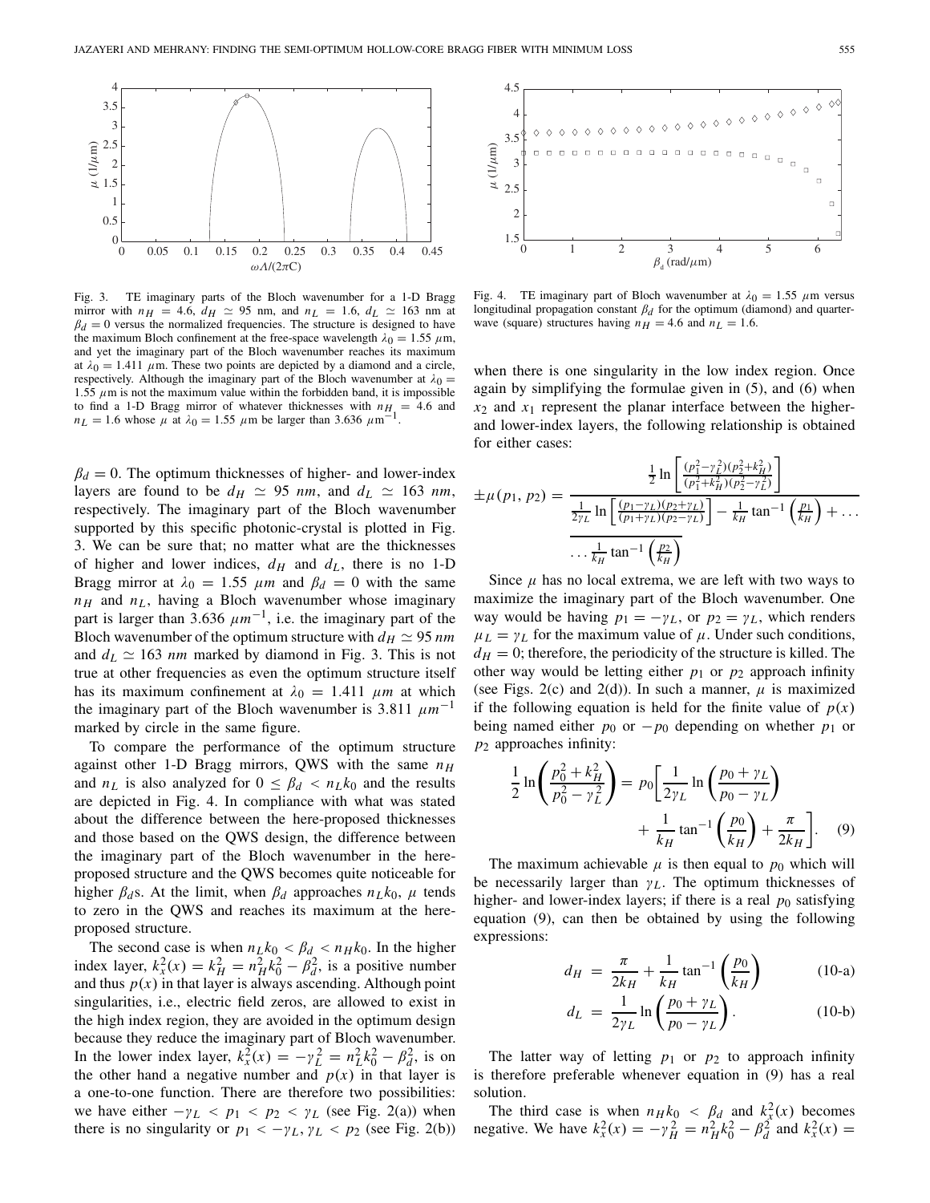Fig. 3. TE imaginary parts of the Bloch wavenumber for a 1-D Bragg mirror with $n_H = 4.6$, $d_H \simeq 95$ nm, and $n_L = 1.6$, $d_L \simeq 163$ nm at $\beta_d = 0$ versus the normalized frequencies. The structure is designed to have the maximum Bloch confinement at the free-space wavelength $\lambda_0 = 1.55$ $\mu$m, and yet the imaginary part of the Bloch wavenumber reaches its maximum at $\lambda_0 = 1.411$ $\mu$m. These two points are depicted by a diamond and a circle, respectively. Although the imaginary part of the Bloch wavenumber at $\lambda_0 = 1.55$ $\mu$m is not the maximum value within the forbidden band, it is impossible to find a 1-D Bragg mirror of whatever thicknesses with $n_H = 4.6$ and $n_L = 1.6$ whose $\mu$ at $\lambda_0 = 1.55$ $\mu$m be larger than 3.636 $\mu$m$^{-1}$.

Fig. 4. TE imaginary part of Bloch wavenumber at $\lambda_0 = 1.55$ $\mu$m versus longitudinal propagation constant $\beta_d$ for the optimum (diamond) and quarter-wave (square) structures having $n_H = 4.6$ and $n_L = 1.6$.

$\beta_d = 0$. The optimum thicknesses of higher- and lower-index layers are found to be $d_H \simeq 95$ *nm*, and $d_L \simeq 163$ *nm*, respectively. The imaginary part of the Bloch wavenumber supported by this specific photonic-crystal is plotted in Fig. 3. We can be sure that; no matter what are the thicknesses of higher and lower indices, $d_H$ and $d_L$, there is no 1-D Bragg mirror at $\lambda_0 = 1.55$ $\mu m$ and $\beta_d = 0$ with the same $n_H$ and $n_L$, having a Bloch wavenumber whose imaginary part is larger than 3.636 $\mu m^{-1}$, i.e. the imaginary part of the Bloch wavenumber of the optimum structure with $d_H \simeq 95$ *nm* and $d_L \simeq 163$ *nm* marked by diamond in Fig. 3. This is not true at other frequencies as even the optimum structure itself has its maximum confinement at $\lambda_0 = 1.411$ $\mu m$ at which the imaginary part of the Bloch wavenumber is 3.811 $\mu m^{-1}$ marked by circle in the same figure.

To compare the performance of the optimum structure against other 1-D Bragg mirrors, QWS with the same $n_H$ and $n_L$ is also analyzed for $0 \leq \beta_d < n_L k_0$ and the results are depicted in Fig. 4. In compliance with what was stated about the difference between the here-proposed thicknesses and those based on the QWS design, the difference between the imaginary part of the Bloch wavenumber in the here-proposed structure and the QWS becomes quite noticeable for higher $\beta_d$s. At the limit, when $\beta_d$ approaches $n_L k_0$, $\mu$ tends to zero in the QWS and reaches its maximum at the here-proposed structure.

The second case is when $n_L k_0 < \beta_d < n_H k_0$. In the higher index layer, $k_x^2(x) = k_H^2 = n_H^2 k_0^2 - \beta_d^2$, is a positive number and thus $p(x)$ in that layer is always ascending. Although point singularities, i.e., electric field zeros, are allowed to exist in the high index region, they are avoided in the optimum design because they reduce the imaginary part of Bloch wavenumber. In the lower index layer, $k_x^2(x) = -\gamma_L^2 = n_L^2 k_0^2 - \beta_d^2$, is on the other hand a negative number and $p(x)$ in that layer is a one-to-one function. There are therefore two possibilities: we have either $-\gamma_L < p_1 < p_2 < \gamma_L$ (see Fig. 2(a)) when there is no singularity or $p_1 < -\gamma_L, \gamma_L < p_2$ (see Fig. 2(b)) when there is one singularity in the low index region. Once again by simplifying the formulae given in (5), and (6) when $x_2$ and $x_1$ represent the planar interface between the higher- and lower-index layers, the following relationship is obtained for either cases:

$$\pm\mu(p_1, p_2) = \frac{\frac{1}{2}\ln\left[\frac{(p_1^2-\gamma_L^2)(p_2^2+k_H^2)}{(p_1^2+k_H^2)(p_2^2-\gamma_L^2)}\right]}{\frac{1}{2\gamma_L}\ln\left[\frac{(p_1-\gamma_L)(p_2+\gamma_L)}{(p_1+\gamma_L)(p_2-\gamma_L)}\right] - \frac{1}{k_H}\tan^{-1}\left(\frac{p_1}{k_H}\right) + \frac{1}{k_H}\tan^{-1}\left(\frac{p_2}{k_H}\right)}$$

Since $\mu$ has no local extrema, we are left with two ways to maximize the imaginary part of the Bloch wavenumber. One way would be having $p_1 = -\gamma_L$, or $p_2 = \gamma_L$, which renders $\mu_L = \gamma_L$ for the maximum value of $\mu$. Under such conditions, $d_H = 0$; therefore, the periodicity of the structure is killed. The other way would be letting either $p_1$ or $p_2$ approach infinity (see Figs. 2(c) and 2(d)). In such a manner, $\mu$ is maximized if the following equation is held for the finite value of $p(x)$ being named either $p_0$ or $-p_0$ depending on whether $p_1$ or $p_2$ approaches infinity:

$$\frac{1}{2}\ln\left(\frac{p_0^2+k_H^2}{p_0^2-\gamma_L^2}\right) = p_0\left[\frac{1}{2\gamma_L}\ln\left(\frac{p_0+\gamma_L}{p_0-\gamma_L}\right) + \frac{1}{k_H}\tan^{-1}\left(\frac{p_0}{k_H}\right) + \frac{\pi}{2k_H}\right]. \quad (9)$$

The maximum achievable $\mu$ is then equal to $p_0$ which will be necessarily larger than $\gamma_L$. The optimum thicknesses of higher- and lower-index layers; if there is a real $p_0$ satisfying equation (9), can then be obtained by using the following expressions:

$$d_H = \frac{\pi}{2k_H} + \frac{1}{k_H}\tan^{-1}\left(\frac{p_0}{k_H}\right) \quad (10\text{-a})$$

$$d_L = \frac{1}{2\gamma_L}\ln\left(\frac{p_0+\gamma_L}{p_0-\gamma_L}\right). \quad (10\text{-b})$$

The latter way of letting $p_1$ or $p_2$ to approach infinity is therefore preferable whenever equation in (9) has a real solution.

The third case is when $n_H k_0 < \beta_d$ and $k_x^2(x)$ becomes negative. We have $k_x^2(x) = -\gamma_H^2 = n_H^2 k_0^2 - \beta_d^2$ and $k_x^2(x) =$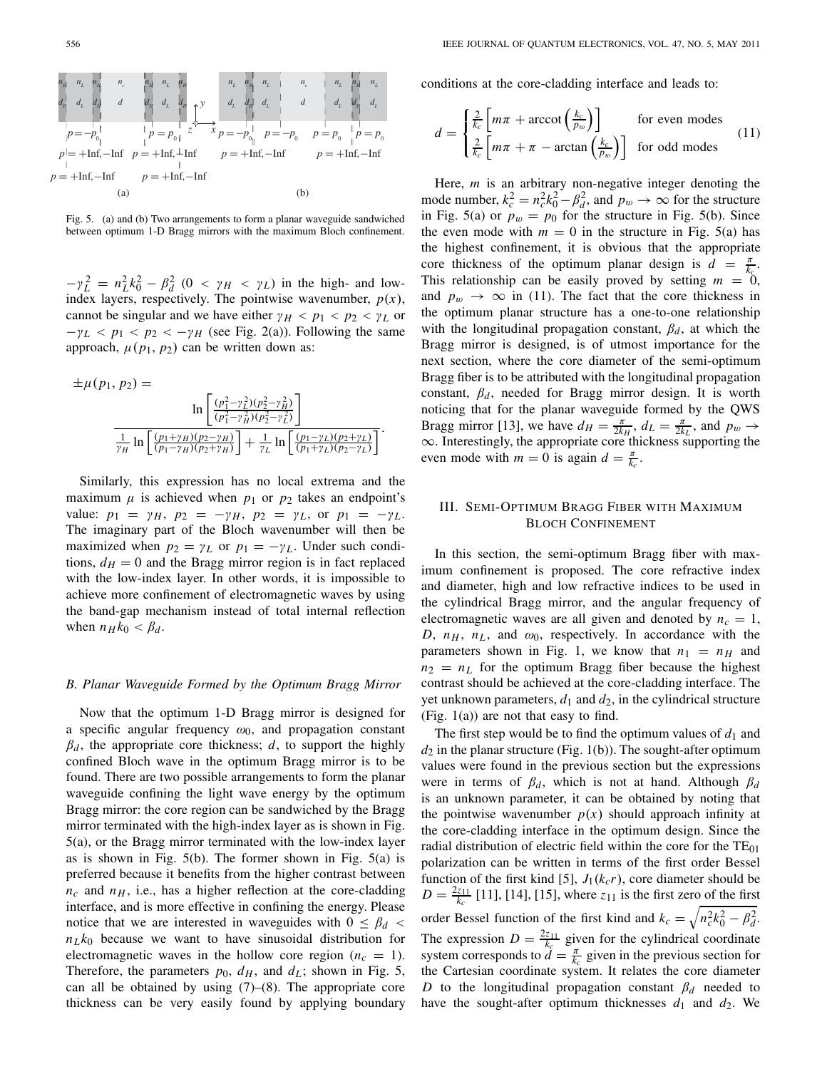Fig. 5. (a) and (b) Two arrangements to form a planar waveguide sandwiched between optimum 1-D Bragg mirrors with the maximum Bloch confinement.

$-\gamma_L^2 = n_L^2 k_0^2 - \beta_d^2$ ($0 < \gamma_H < \gamma_L$) in the high- and low-index layers, respectively. The pointwise wavenumber, $p(x)$, cannot be singular and we have either $\gamma_H < p_1 < p_2 < \gamma_L$ or $-\gamma_L < p_1 < p_2 < -\gamma_H$ (see Fig. 2(a)). Following the same approach, $\mu(p_1, p_2)$ can be written down as:

$$\pm\mu(p_1, p_2) = \frac{\ln\left[\frac{(p_1^2-\gamma_L^2)(p_2^2-\gamma_H^2)}{(p_1^2-\gamma_H^2)(p_2^2-\gamma_L^2)}\right]}{\frac{1}{\gamma_H}\ln\left[\frac{(p_1+\gamma_H)(p_2-\gamma_H)}{(p_1-\gamma_H)(p_2+\gamma_H)}\right] + \frac{1}{\gamma_L}\ln\left[\frac{(p_1-\gamma_L)(p_2+\gamma_L)}{(p_1+\gamma_L)(p_2-\gamma_L)}\right]}.$$

Similarly, this expression has no local extrema and the maximum $\mu$ is achieved when $p_1$ or $p_2$ takes an endpoint's value: $p_1 = \gamma_H$, $p_2 = -\gamma_H$, $p_2 = \gamma_L$, or $p_1 = -\gamma_L$. The imaginary part of the Bloch wavenumber will then be maximized when $p_2 = \gamma_L$ or $p_1 = -\gamma_L$. Under such conditions, $d_H = 0$ and the Bragg mirror region is in fact replaced with the low-index layer. In other words, it is impossible to achieve more confinement of electromagnetic waves by using the band-gap mechanism instead of total internal reflection when $n_H k_0 < \beta_d$.

### B. Planar Waveguide Formed by the Optimum Bragg Mirror

Now that the optimum 1-D Bragg mirror is designed for a specific angular frequency $\omega_0$, and propagation constant $\beta_d$, the appropriate core thickness; $d$, to support the highly confined Bloch wave in the optimum Bragg mirror is to be found. There are two possible arrangements to form the planar waveguide confining the light wave energy by the optimum Bragg mirror: the core region can be sandwiched by the Bragg mirror terminated with the high-index layer as is shown in Fig. 5(a), or the Bragg mirror terminated with the low-index layer as is shown in Fig. 5(b). The former shown in Fig. 5(a) is preferred because it benefits from the higher contrast between $n_c$ and $n_H$, i.e., has a higher reflection at the core-cladding interface, and is more effective in confining the energy. Please notice that we are interested in waveguides with $0 \leq \beta_d < n_L k_0$ because we want to have sinusoidal distribution for electromagnetic waves in the hollow core region ($n_c = 1$). Therefore, the parameters $p_0$, $d_H$, and $d_L$; shown in Fig. 5, can all be obtained by using (7)–(8). The appropriate core thickness can be very easily found by applying boundary conditions at the core-cladding interface and leads to:

$$d = \begin{cases} \frac{2}{k_c}\left[m\pi + \operatorname{arccot}\left(\frac{k_c}{p_w}\right)\right] & \text{for even modes} \\ \frac{2}{k_c}\left[m\pi + \pi - \arctan\left(\frac{k_c}{p_w}\right)\right] & \text{for odd modes} \end{cases} \quad (11)$$

Here, $m$ is an arbitrary non-negative integer denoting the mode number, $k_c^2 = n_c^2 k_0^2 - \beta_d^2$, and $p_w \to \infty$ for the structure in Fig. 5(a) or $p_w = p_0$ for the structure in Fig. 5(b). Since the even mode with $m = 0$ in the structure in Fig. 5(a) has the highest confinement, it is obvious that the appropriate core thickness of the optimum planar design is $d = \frac{\pi}{k_c}$. This relationship can be easily proved by setting $m = 0$, and $p_w \to \infty$ in (11). The fact that the core thickness in the optimum planar structure has a one-to-one relationship with the longitudinal propagation constant, $\beta_d$, at which the Bragg mirror is designed, is of utmost importance for the next section, where the core diameter of the semi-optimum Bragg fiber is to be attributed with the longitudinal propagation constant, $\beta_d$, needed for Bragg mirror design. It is worth noticing that for the planar waveguide formed by the QWS Bragg mirror [13], we have $d_H = \frac{\pi}{2k_H}$, $d_L = \frac{\pi}{2k_L}$, and $p_w \to \infty$. Interestingly, the appropriate core thickness supporting the even mode with $m = 0$ is again $d = \frac{\pi}{k_c}$.

## III. Semi-Optimum Bragg Fiber with Maximum Bloch Confinement

In this section, the semi-optimum Bragg fiber with maximum confinement is proposed. The core refractive index and diameter, high and low refractive indices to be used in the cylindrical Bragg mirror, and the angular frequency of electromagnetic waves are all given and denoted by $n_c = 1$, $D$, $n_H$, $n_L$, and $\omega_0$, respectively. In accordance with the parameters shown in Fig. 1, we know that $n_1 = n_H$ and $n_2 = n_L$ for the optimum Bragg fiber because the highest contrast should be achieved at the core-cladding interface. The yet unknown parameters, $d_1$ and $d_2$, in the cylindrical structure (Fig. 1(a)) are not that easy to find.

The first step would be to find the optimum values of $d_1$ and $d_2$ in the planar structure (Fig. 1(b)). The sought-after optimum values were found in the previous section but the expressions were in terms of $\beta_d$, which is not at hand. Although $\beta_d$ is an unknown parameter, it can be obtained by noting that the pointwise wavenumber $p(x)$ should approach infinity at the core-cladding interface in the optimum design. Since the radial distribution of electric field within the core for the $TE_{01}$ polarization can be written in terms of the first order Bessel function of the first kind [5], $J_1(k_c r)$, core diameter should be $D = \frac{2z_{11}}{k_c}$ [11], [14], [15], where $z_{11}$ is the first zero of the first order Bessel function of the first kind and $k_c = \sqrt{n_c^2 k_0^2 - \beta_d^2}$. The expression $D = \frac{2z_{11}}{k_c}$ given for the cylindrical coordinate system corresponds to $d = \frac{\pi}{k_c}$ given in the previous section for the Cartesian coordinate system. It relates the core diameter $D$ to the longitudinal propagation constant $\beta_d$ needed to have the sought-after optimum thicknesses $d_1$ and $d_2$. We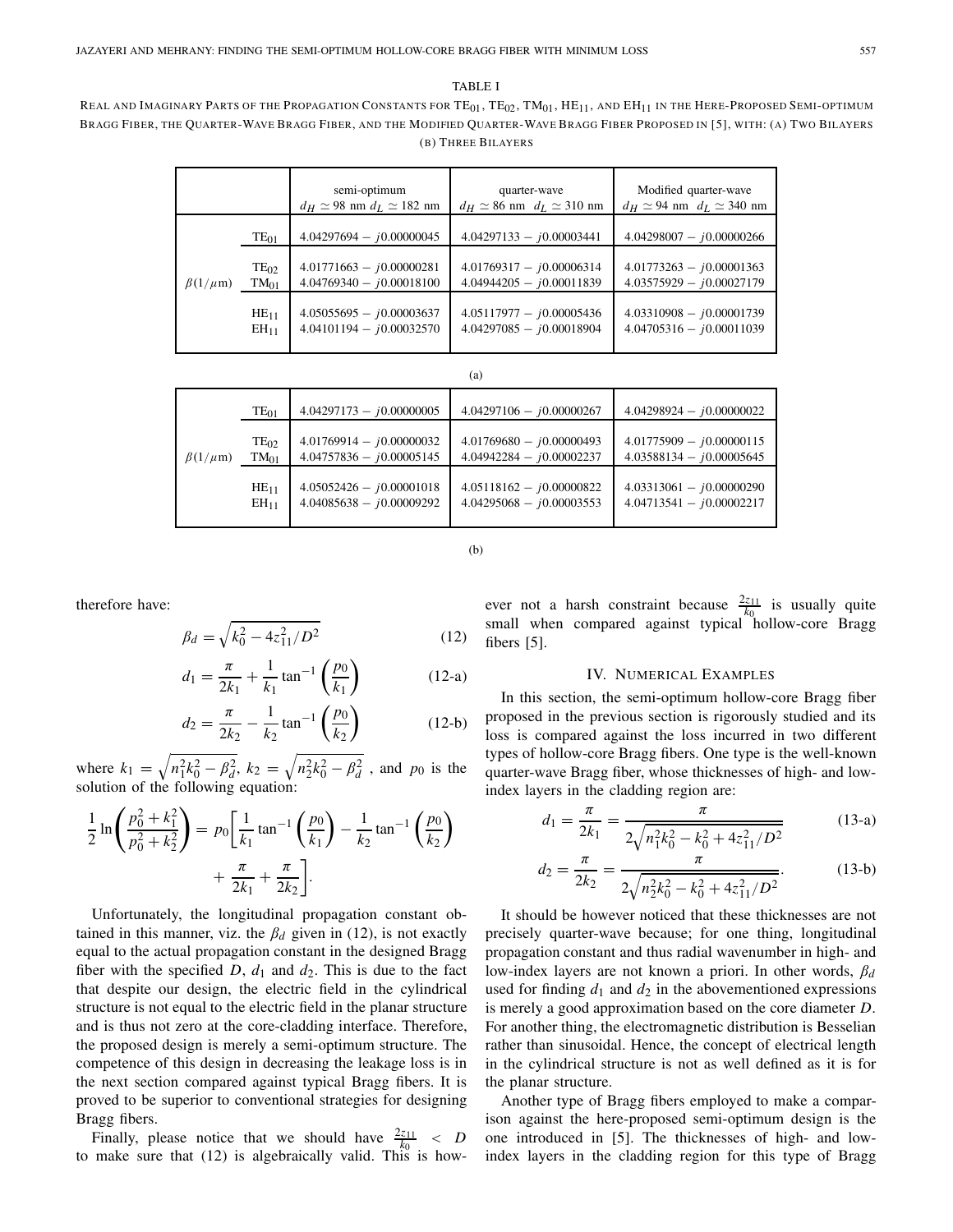TABLE I

REAL AND IMAGINARY PARTS OF THE PROPAGATION CONSTANTS FOR $TE_{01}$, $TE_{02}$, $TM_{01}$, $HE_{11}$, AND $EH_{11}$ IN THE HERE-PROPOSED SEMI-OPTIMUM BRAGG FIBER, THE QUARTER-WAVE BRAGG FIBER, AND THE MODIFIED QUARTER-WAVE BRAGG FIBER PROPOSED IN [5], WITH: (A) TWO BILAYERS (B) THREE BILAYERS

| | | semi-optimum $d_H \simeq 98$ nm $d_L \simeq 182$ nm | quarter-wave $d_H \simeq 86$ nm $d_L \simeq 310$ nm | Modified quarter-wave $d_H \simeq 94$ nm $d_L \simeq 340$ nm |
|---|---|---|---|---|
| $\beta(1/\mu\text{m})$ | $TE_{01}$ | $4.04297694 - j0.00000045$ | $4.04297133 - j0.00003441$ | $4.04298007 - j0.00000266$ |
| | $TE_{02}$ | $4.01771663 - j0.00000281$ | $4.01769317 - j0.00006314$ | $4.01773263 - j0.00001363$ |
| | $TM_{01}$ | $4.04769340 - j0.00018100$ | $4.04944205 - j0.00011839$ | $4.03575929 - j0.00027179$ |
| | $HE_{11}$ | $4.05055695 - j0.00003637$ | $4.05117977 - j0.00005436$ | $4.03310908 - j0.00001739$ |
| | $EH_{11}$ | $4.04101194 - j0.00032570$ | $4.04297085 - j0.00018904$ | $4.04705316 - j0.00011039$ |

(a)

| | | semi-optimum | quarter-wave | Modified quarter-wave |
|---|---|---|---|---|
| $\beta(1/\mu\text{m})$ | $TE_{01}$ | $4.04297173 - j0.00000005$ | $4.04297106 - j0.00000267$ | $4.04298924 - j0.00000022$ |
| | $TE_{02}$ | $4.01769914 - j0.00000032$ | $4.01769680 - j0.00000493$ | $4.01775909 - j0.00000115$ |
| | $TM_{01}$ | $4.04757836 - j0.00005145$ | $4.04942284 - j0.00002237$ | $4.03588134 - j0.00005645$ |
| | $HE_{11}$ | $4.05052426 - j0.00001018$ | $4.05118162 - j0.00000822$ | $4.03313061 - j0.00000290$ |
| | $EH_{11}$ | $4.04085638 - j0.00009292$ | $4.04295068 - j0.00003553$ | $4.04713541 - j0.00002217$ |

(b)

therefore have:

$$\beta_d = \sqrt{k_0^2 - 4z_{11}^2/D^2} \tag{12}$$

$$d_1 = \frac{\pi}{2k_1} + \frac{1}{k_1}\tan^{-1}\left(\frac{p_0}{k_1}\right) \tag{12-a}$$

$$d_2 = \frac{\pi}{2k_2} - \frac{1}{k_2}\tan^{-1}\left(\frac{p_0}{k_2}\right) \tag{12-b}$$

where $k_1 = \sqrt{n_1^2 k_0^2 - \beta_d^2}$, $k_2 = \sqrt{n_2^2 k_0^2 - \beta_d^2}$ , and $p_0$ is the solution of the following equation:

$$\frac{1}{2}\ln\left(\frac{p_0^2 + k_1^2}{p_0^2 + k_2^2}\right) = p_0\left[\frac{1}{k_1}\tan^{-1}\left(\frac{p_0}{k_1}\right) - \frac{1}{k_2}\tan^{-1}\left(\frac{p_0}{k_2}\right) + \frac{\pi}{2k_1} + \frac{\pi}{2k_2}\right].$$

Unfortunately, the longitudinal propagation constant obtained in this manner, viz. the $\beta_d$ given in (12), is not exactly equal to the actual propagation constant in the designed Bragg fiber with the specified $D$, $d_1$ and $d_2$. This is due to the fact that despite our design, the electric field in the cylindrical structure is not equal to the electric field in the planar structure and is thus not zero at the core-cladding interface. Therefore, the proposed design is merely a semi-optimum structure. The competence of this design in decreasing the leakage loss is in the next section compared against typical Bragg fibers. It is proved to be superior to conventional strategies for designing Bragg fibers.

Finally, please notice that we should have $\frac{2z_{11}}{k_0} < D$ to make sure that (12) is algebraically valid. This is however not a harsh constraint because $\frac{2z_{11}}{k_0}$ is usually quite small when compared against typical hollow-core Bragg fibers [5].

## IV. Numerical Examples

In this section, the semi-optimum hollow-core Bragg fiber proposed in the previous section is rigorously studied and its loss is compared against the loss incurred in two different types of hollow-core Bragg fibers. One type is the well-known quarter-wave Bragg fiber, whose thicknesses of high- and low-index layers in the cladding region are:

$$d_1 = \frac{\pi}{2k_1} = \frac{\pi}{2\sqrt{n_1^2 k_0^2 - k_0^2 + 4z_{11}^2/D^2}} \tag{13-a}$$

$$d_2 = \frac{\pi}{2k_2} = \frac{\pi}{2\sqrt{n_2^2 k_0^2 - k_0^2 + 4z_{11}^2/D^2}}. \tag{13-b}$$

It should be however noticed that these thicknesses are not precisely quarter-wave because; for one thing, longitudinal propagation constant and thus radial wavenumber in high- and low-index layers are not known a priori. In other words, $\beta_d$ used for finding $d_1$ and $d_2$ in the abovementioned expressions is merely a good approximation based on the core diameter $D$. For another thing, the electromagnetic distribution is Besselian rather than sinusoidal. Hence, the concept of electrical length in the cylindrical structure is not as well defined as it is for the planar structure.

Another type of Bragg fibers employed to make a comparison against the here-proposed semi-optimum design is the one introduced in [5]. The thicknesses of high- and low-index layers in the cladding region for this type of Bragg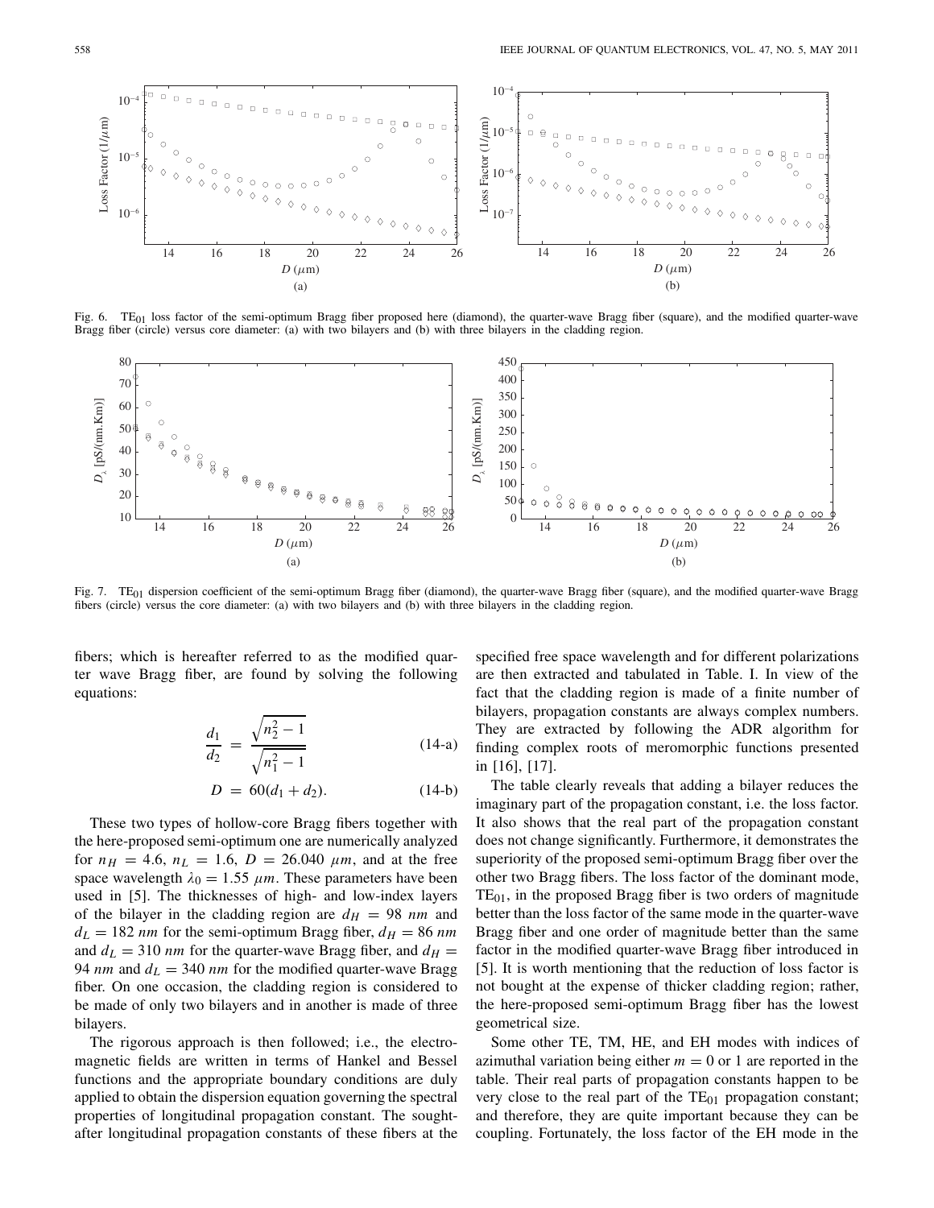Fig. 6. $TE_{01}$ loss factor of the semi-optimum Bragg fiber proposed here (diamond), the quarter-wave Bragg fiber (square), and the modified quarter-wave Bragg fiber (circle) versus core diameter: (a) with two bilayers and (b) with three bilayers in the cladding region.

Fig. 7. $TE_{01}$ dispersion coefficient of the semi-optimum Bragg fiber (diamond), the quarter-wave Bragg fiber (square), and the modified quarter-wave Bragg fibers (circle) versus the core diameter: (a) with two bilayers and (b) with three bilayers in the cladding region.

fibers; which is hereafter referred to as the modified quarter wave Bragg fiber, are found by solving the following equations:

$$\frac{d_1}{d_2} = \frac{\sqrt{n_2^2 - 1}}{\sqrt{n_1^2 - 1}} \tag{14-a}$$

$$D = 60(d_1 + d_2). \tag{14-b}$$

These two types of hollow-core Bragg fibers together with the here-proposed semi-optimum one are numerically analyzed for $n_H = 4.6$, $n_L = 1.6$, $D = 26.040$ $\mu m$, and at the free space wavelength $\lambda_0 = 1.55$ $\mu m$. These parameters have been used in [5]. The thicknesses of high- and low-index layers of the bilayer in the cladding region are $d_H = 98$ *nm* and $d_L = 182$ *nm* for the semi-optimum Bragg fiber, $d_H = 86$ *nm* and $d_L = 310$ *nm* for the quarter-wave Bragg fiber, and $d_H = 94$ *nm* and $d_L = 340$ *nm* for the modified quarter-wave Bragg fiber. On one occasion, the cladding region is considered to be made of only two bilayers and in another is made of three bilayers.

The rigorous approach is then followed; i.e., the electromagnetic fields are written in terms of Hankel and Bessel functions and the appropriate boundary conditions are duly applied to obtain the dispersion equation governing the spectral properties of longitudinal propagation constant. The sought-after longitudinal propagation constants of these fibers at the specified free space wavelength and for different polarizations are then extracted and tabulated in Table. I. In view of the fact that the cladding region is made of a finite number of bilayers, propagation constants are always complex numbers. They are extracted by following the ADR algorithm for finding complex roots of meromorphic functions presented in [16], [17].

The table clearly reveals that adding a bilayer reduces the imaginary part of the propagation constant, i.e. the loss factor. It also shows that the real part of the propagation constant does not change significantly. Furthermore, it demonstrates the superiority of the proposed semi-optimum Bragg fiber over the other two Bragg fibers. The loss factor of the dominant mode, $TE_{01}$, in the proposed Bragg fiber is two orders of magnitude better than the loss factor of the same mode in the quarter-wave Bragg fiber and one order of magnitude better than the same factor in the modified quarter-wave Bragg fiber introduced in [5]. It is worth mentioning that the reduction of loss factor is not bought at the expense of thicker cladding region; rather, the here-proposed semi-optimum Bragg fiber has the lowest geometrical size.

Some other TE, TM, HE, and EH modes with indices of azimuthal variation being either $m = 0$ or 1 are reported in the table. Their real parts of propagation constants happen to be very close to the real part of the $TE_{01}$ propagation constant; and therefore, they are quite important because they can be coupling. Fortunately, the loss factor of the EH mode in the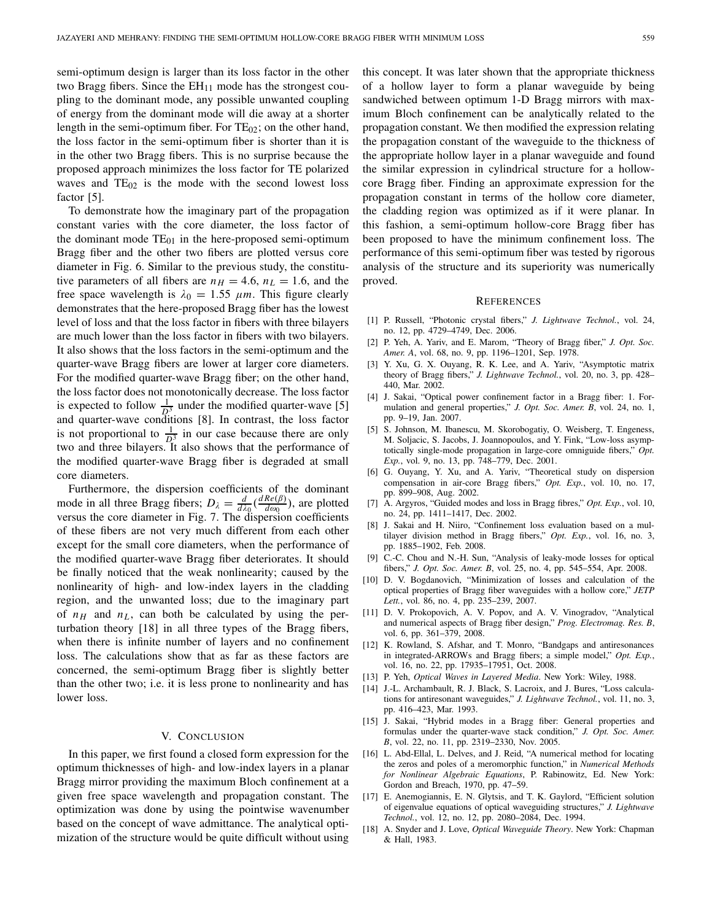semi-optimum design is larger than its loss factor in the other two Bragg fibers. Since the $EH_{11}$ mode has the strongest coupling to the dominant mode, any possible unwanted coupling of energy from the dominant mode will die away at a shorter length in the semi-optimum fiber. For $TE_{02}$; on the other hand, the loss factor in the semi-optimum fiber is shorter than it is in the other two Bragg fibers. This is no surprise because the proposed approach minimizes the loss factor for TE polarized waves and $TE_{02}$ is the mode with the second lowest loss factor [5].

To demonstrate how the imaginary part of the propagation constant varies with the core diameter, the loss factor of the dominant mode $TE_{01}$ in the here-proposed semi-optimum Bragg fiber and the other two fibers are plotted versus core diameter in Fig. 6. Similar to the previous study, the constitutive parameters of all fibers are $n_H = 4.6$, $n_L = 1.6$, and the free space wavelength is $\lambda_0 = 1.55\ \mu m$. This figure clearly demonstrates that the here-proposed Bragg fiber has the lowest level of loss and that the loss factor in fibers with three bilayers are much lower than the loss factor in fibers with two bilayers. It also shows that the loss factors in the semi-optimum and the quarter-wave Bragg fibers are lower at larger core diameters. For the modified quarter-wave Bragg fiber; on the other hand, the loss factor does not monotonically decrease. The loss factor is expected to follow $\frac{1}{D^3}$ under the modified quarter-wave [5] and quarter-wave conditions [8]. In contrast, the loss factor is not proportional to $\frac{1}{D^3}$ in our case because there are only two and three bilayers. It also shows that the performance of the modified quarter-wave Bragg fiber is degraded at small core diameters.

Furthermore, the dispersion coefficients of the dominant mode in all three Bragg fibers; $D_\lambda = \frac{d}{d\lambda_0}(\frac{dRe(\beta)}{d\omega_0})$, are plotted versus the core diameter in Fig. 7. The dispersion coefficients of these fibers are not very much different from each other except for the small core diameters, when the performance of the modified quarter-wave Bragg fiber deteriorates. It should be finally noticed that the weak nonlinearity; caused by the nonlinearity of high- and low-index layers in the cladding region, and the unwanted loss; due to the imaginary part of $n_H$ and $n_L$, can both be calculated by using the perturbation theory [18] in all three types of the Bragg fibers, when there is infinite number of layers and no confinement loss. The calculations show that as far as these factors are concerned, the semi-optimum Bragg fiber is slightly better than the other two; i.e. it is less prone to nonlinearity and has lower loss.

## V. Conclusion

In this paper, we first found a closed form expression for the optimum thicknesses of high- and low-index layers in a planar Bragg mirror providing the maximum Bloch confinement at a given free space wavelength and propagation constant. The optimization was done by using the pointwise wavenumber based on the concept of wave admittance. The analytical optimization of the structure would be quite difficult without using this concept. It was later shown that the appropriate thickness of a hollow layer to form a planar waveguide by being sandwiched between optimum 1-D Bragg mirrors with maximum Bloch confinement can be analytically related to the propagation constant. We then modified the expression relating the propagation constant of the waveguide to the thickness of the appropriate hollow layer in a planar waveguide and found the similar expression in cylindrical structure for a hollow-core Bragg fiber. Finding an approximate expression for the propagation constant in terms of the hollow core diameter, the cladding region was optimized as if it were planar. In this fashion, a semi-optimum hollow-core Bragg fiber has been proposed to have the minimum confinement loss. The performance of this semi-optimum fiber was tested by rigorous analysis of the structure and its superiority was numerically proved.

## References

[1] P. Russell, "Photonic crystal fibers," *J. Lightwave Technol.*, vol. 24, no. 12, pp. 4729–4749, Dec. 2006.

[2] P. Yeh, A. Yariv, and E. Marom, "Theory of Bragg fiber," *J. Opt. Soc. Amer. A*, vol. 68, no. 9, pp. 1196–1201, Sep. 1978.

[3] Y. Xu, G. X. Ouyang, R. K. Lee, and A. Yariv, "Asymptotic matrix theory of Bragg fibers," *J. Lightwave Technol.*, vol. 20, no. 3, pp. 428–440, Mar. 2002.

[4] J. Sakai, "Optical power confinement factor in a Bragg fiber: 1. Formulation and general properties," *J. Opt. Soc. Amer. B*, vol. 24, no. 1, pp. 9–19, Jan. 2007.

[5] S. Johnson, M. Ibanescu, M. Skorobogatiy, O. Weisberg, T. Engeness, M. Soljacic, S. Jacobs, J. Joannopoulos, and Y. Fink, "Low-loss asymptotically single-mode propagation in large-core omniguide fibers," *Opt. Exp.*, vol. 9, no. 13, pp. 748–779, Dec. 2001.

[6] G. Ouyang, Y. Xu, and A. Yariv, "Theoretical study on dispersion compensation in air-core Bragg fibers," *Opt. Exp.*, vol. 10, no. 17, pp. 899–908, Aug. 2002.

[7] A. Argyros, "Guided modes and loss in Bragg fibres," *Opt. Exp.*, vol. 10, no. 24, pp. 1411–1417, Dec. 2002.

[8] J. Sakai and H. Niiro, "Confinement loss evaluation based on a multilayer division method in Bragg fibers," *Opt. Exp.*, vol. 16, no. 3, pp. 1885–1902, Feb. 2008.

[9] C.-C. Chou and N.-H. Sun, "Analysis of leaky-mode losses for optical fibers," *J. Opt. Soc. Amer. B*, vol. 25, no. 4, pp. 545–554, Apr. 2008.

[10] D. V. Bogdanovich, "Minimization of losses and calculation of the optical properties of Bragg fiber waveguides with a hollow core," *JETP Lett.*, vol. 86, no. 4, pp. 235–239, 2007.

[11] D. V. Prokopovich, A. V. Popov, and A. V. Vinogradov, "Analytical and numerical aspects of Bragg fiber design," *Prog. Electromag. Res. B*, vol. 6, pp. 361–379, 2008.

[12] K. Rowland, S. Afshar, and T. Monro, "Bandgaps and antiresonances in integrated-ARROWs and Bragg fibers; a simple model," *Opt. Exp.*, vol. 16, no. 22, pp. 17935–17951, Oct. 2008.

[13] P. Yeh, *Optical Waves in Layered Media*. New York: Wiley, 1988.

[14] J.-L. Archambault, R. J. Black, S. Lacroix, and J. Bures, "Loss calculations for antiresonant waveguides," *J. Lightwave Technol.*, vol. 11, no. 3, pp. 416–423, Mar. 1993.

[15] J. Sakai, "Hybrid modes in a Bragg fiber: General properties and formulas under the quarter-wave stack condition," *J. Opt. Soc. Amer. B*, vol. 22, no. 11, pp. 2319–2330, Nov. 2005.

[16] L. Abd-Ellal, L. Delves, and J. Reid, "A numerical method for locating the zeros and poles of a meromorphic function," in *Numerical Methods for Nonlinear Algebraic Equations*, P. Rabinowitz, Ed. New York: Gordon and Breach, 1970, pp. 47–59.

[17] E. Anemogiannis, E. N. Glytsis, and T. K. Gaylord, "Efficient solution of eigenvalue equations of optical waveguiding structures," *J. Lightwave Technol.*, vol. 12, no. 12, pp. 2080–2084, Dec. 1994.

[18] A. Snyder and J. Love, *Optical Waveguide Theory*. New York: Chapman & Hall, 1983.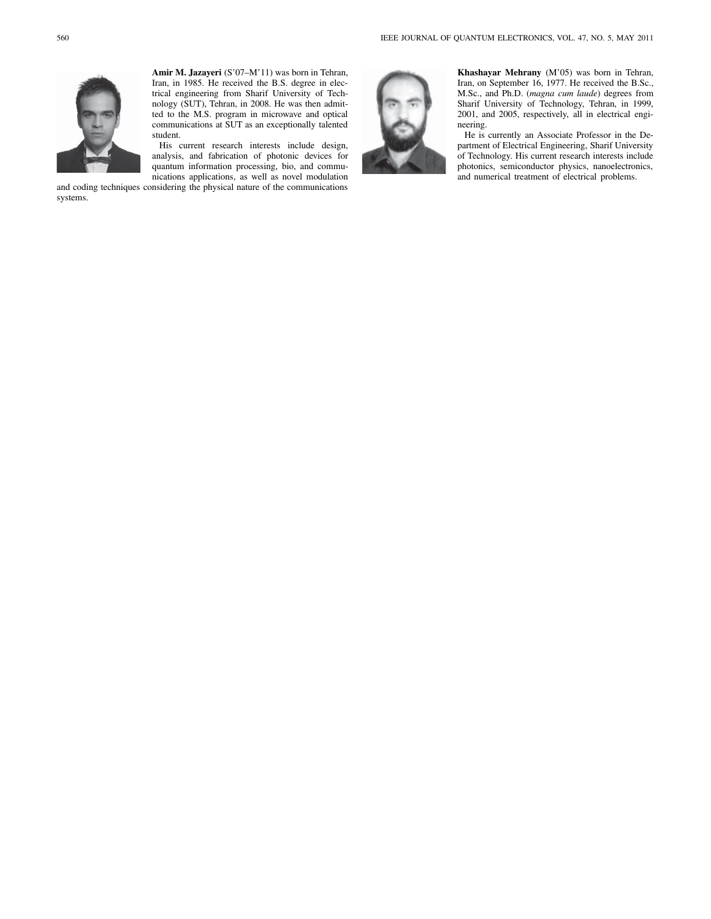**Amir M. Jazayeri** (S'07–M'11) was born in Tehran, Iran, in 1985. He received the B.S. degree in electrical engineering from Sharif University of Technology (SUT), Tehran, in 2008. He was then admitted to the M.S. program in microwave and optical communications at SUT as an exceptionally talented student.

His current research interests include design, analysis, and fabrication of photonic devices for quantum information processing, bio, and communications applications, as well as novel modulation and coding techniques considering the physical nature of the communications systems.

**Khashayar Mehrany** (M'05) was born in Tehran, Iran, on September 16, 1977. He received the B.Sc., M.Sc., and Ph.D. (*magna cum laude*) degrees from Sharif University of Technology, Tehran, in 1999, 2001, and 2005, respectively, all in electrical engineering.

He is currently an Associate Professor in the Department of Electrical Engineering, Sharif University of Technology. His current research interests include photonics, semiconductor physics, nanoelectronics, and numerical treatment of electrical problems.